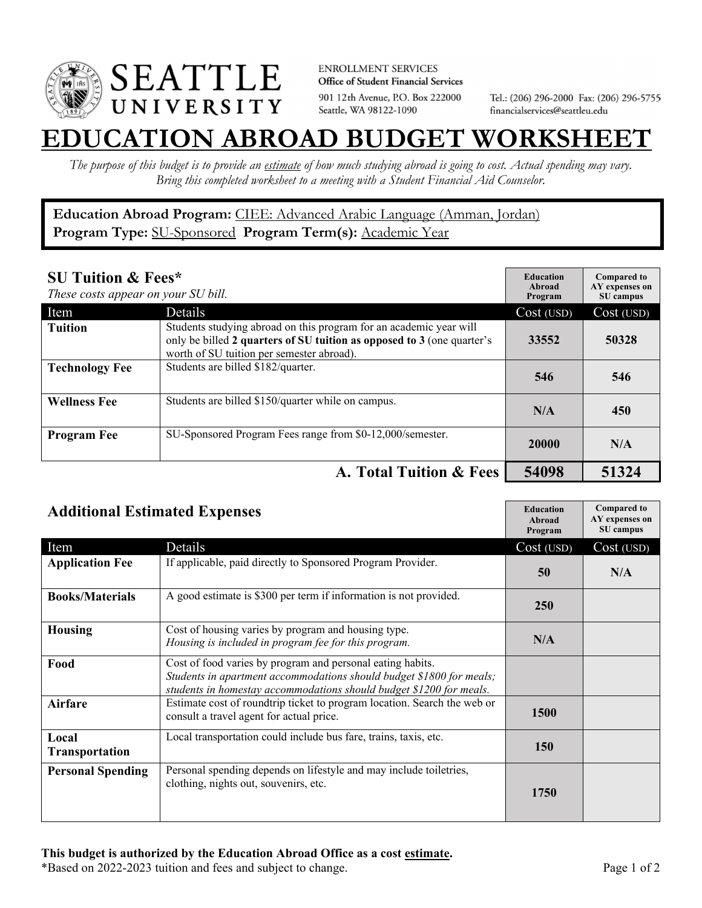SEATTLE UNIVERSITY

ENROLLMENT SERVICES
**Office of Student Financial Services**
901 12th Avenue, P.O. Box 222000
Seattle, WA 98122-1090

Tel.: (206) 296-2000 Fax: (206) 296-5755
financialservices@seattleu.edu

# EDUCATION ABROAD BUDGET WORKSHEET

*The purpose of this budget is to provide an estimate of how much studying abroad is going to cost. Actual spending may vary. Bring this completed worksheet to a meeting with a Student Financial Aid Counselor.*

**Education Abroad Program:** CIEE: Advanced Arabic Language (Amman, Jordan)
**Program Type:** SU-Sponsored **Program Term(s):** Academic Year

## SU Tuition & Fees*

*These costs appear on your SU bill.*

| Item | Details | Education Abroad Program Cost (USD) | Compared to AY expenses on SU campus Cost (USD) |
|---|---|---|---|
| **Tuition** | Students studying abroad on this program for an academic year will only be billed **2 quarters of SU tuition as opposed to 3** (one quarter's worth of SU tuition per semester abroad). | 33552 | 50328 |
| **Technology Fee** | Students are billed $182/quarter. | 546 | 546 |
| **Wellness Fee** | Students are billed $150/quarter while on campus. | N/A | 450 |
| **Program Fee** | SU-Sponsored Program Fees range from $0-12,000/semester. | 20000 | N/A |
| | **A. Total Tuition & Fees** | **54098** | **51324** |

## Additional Estimated Expenses

| Item | Details | Education Abroad Program Cost (USD) | Compared to AY expenses on SU campus Cost (USD) |
|---|---|---|---|
| **Application Fee** | If applicable, paid directly to Sponsored Program Provider. | 50 | N/A |
| **Books/Materials** | A good estimate is $300 per term if information is not provided. | 250 | |
| **Housing** | Cost of housing varies by program and housing type. *Housing is included in program fee for this program.* | N/A | |
| **Food** | Cost of food varies by program and personal eating habits. *Students in apartment accommodations should budget $1800 for meals; students in homestay accommodations should budget $1200 for meals.* | | |
| **Airfare** | Estimate cost of roundtrip ticket to program location. Search the web or consult a travel agent for actual price. | 1500 | |
| **Local Transportation** | Local transportation could include bus fare, trains, taxis, etc. | 150 | |
| **Personal Spending** | Personal spending depends on lifestyle and may include toiletries, clothing, nights out, souvenirs, etc. | 1750 | |

**This budget is authorized by the Education Abroad Office as a cost estimate.**
*Based on 2022-2023 tuition and fees and subject to change.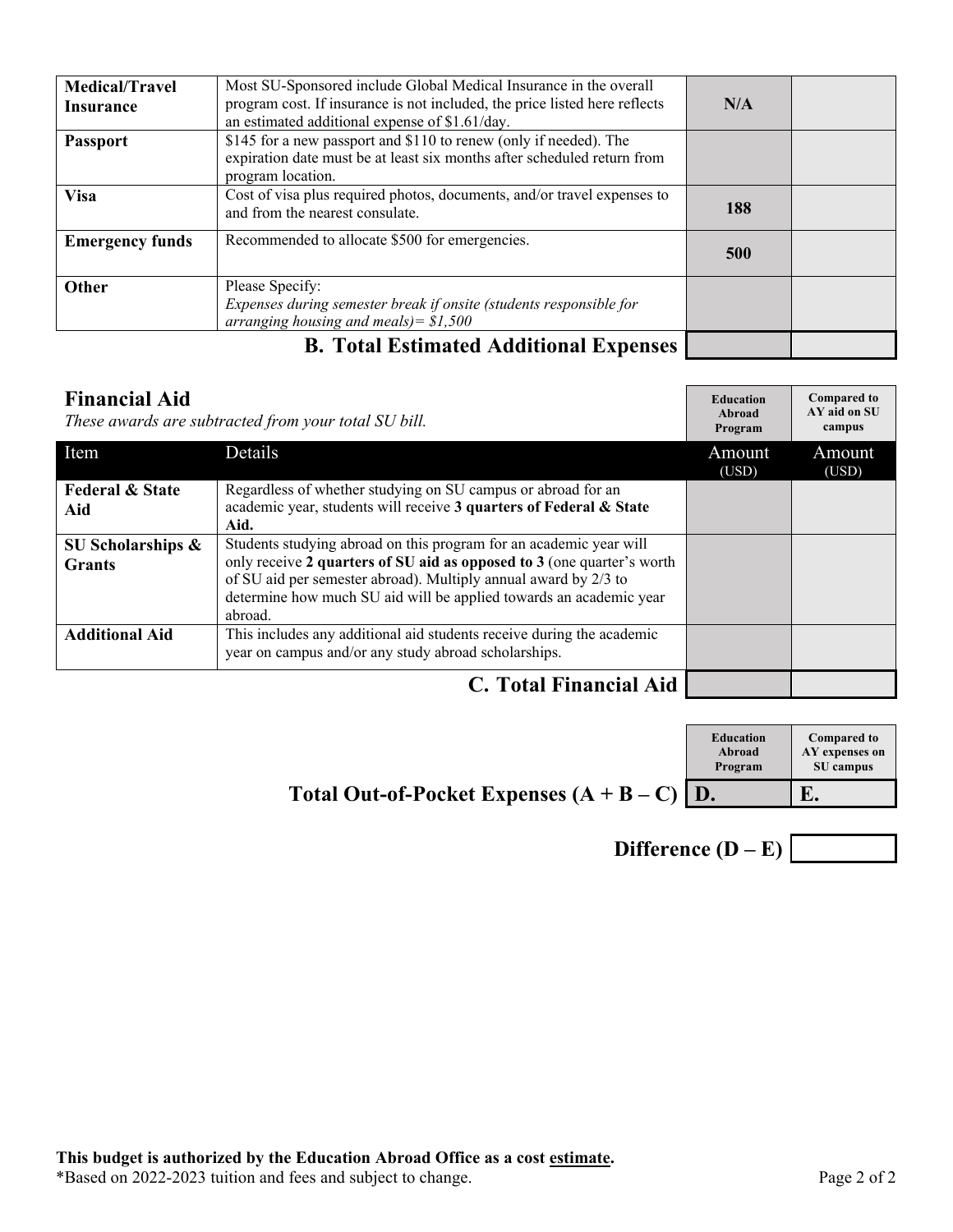| | | | |
|---|---|---|---|
| **Medical/Travel Insurance** | Most SU-Sponsored include Global Medical Insurance in the overall program cost. If insurance is not included, the price listed here reflects an estimated additional expense of $1.61/day. | **N/A** | |
| **Passport** | $145 for a new passport and $110 to renew (only if needed). The expiration date must be at least six months after scheduled return from program location. | | |
| **Visa** | Cost of visa plus required photos, documents, and/or travel expenses to and from the nearest consulate. | **188** | |
| **Emergency funds** | Recommended to allocate $500 for emergencies. | **500** | |
| **Other** | Please Specify: *Expenses during semester break if onsite (students responsible for arranging housing and meals)= $1,500* | | |
| | **B. Total Estimated Additional Expenses** | | |

## Financial Aid

*These awards are subtracted from your total SU bill.*

| | | **Education Abroad Program** | **Compared to AY aid on SU campus** |
|---|---|---|---|
| Item | Details | Amount (USD) | Amount (USD) |
| **Federal & State Aid** | Regardless of whether studying on SU campus or abroad for an academic year, students will receive **3 quarters of Federal & State Aid.** | | |
| **SU Scholarships & Grants** | Students studying abroad on this program for an academic year will only receive **2 quarters of SU aid as opposed to 3** (one quarter's worth of SU aid per semester abroad). Multiply annual award by 2/3 to determine how much SU aid will be applied towards an academic year abroad. | | |
| **Additional Aid** | This includes any additional aid students receive during the academic year on campus and/or any study abroad scholarships. | | |
| | **C. Total Financial Aid** | | |

| | **Education Abroad Program** | **Compared to AY expenses on SU campus** |
|---|---|---|
| **Total Out-of-Pocket Expenses (A + B – C)** | **D.** | **E.** |
| **Difference (D – E)** | | |

**This budget is authorized by the Education Abroad Office as a cost estimate.**

*Based on 2022-2023 tuition and fees and subject to change.